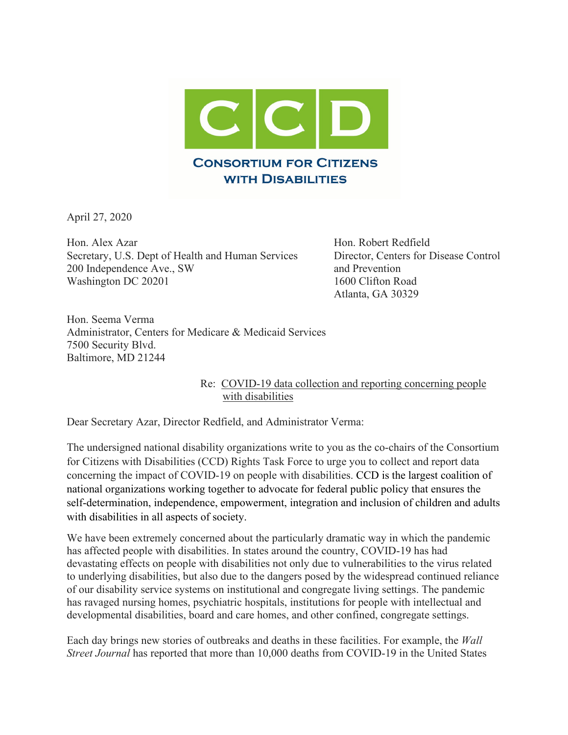# CCD

**Consortium for Citizens with Disabilities**

April 27, 2020

Hon. Alex Azar
Secretary, U.S. Dept of Health and Human Services
200 Independence Ave., SW
Washington DC 20201

Hon. Robert Redfield
Director, Centers for Disease Control and Prevention
1600 Clifton Road
Atlanta, GA 30329

Hon. Seema Verma
Administrator, Centers for Medicare & Medicaid Services
7500 Security Blvd.
Baltimore, MD 21244

Re: COVID-19 data collection and reporting concerning people with disabilities

Dear Secretary Azar, Director Redfield, and Administrator Verma:

The undersigned national disability organizations write to you as the co-chairs of the Consortium for Citizens with Disabilities (CCD) Rights Task Force to urge you to collect and report data concerning the impact of COVID-19 on people with disabilities. CCD is the largest coalition of national organizations working together to advocate for federal public policy that ensures the self-determination, independence, empowerment, integration and inclusion of children and adults with disabilities in all aspects of society.

We have been extremely concerned about the particularly dramatic way in which the pandemic has affected people with disabilities. In states around the country, COVID-19 has had devastating effects on people with disabilities not only due to vulnerabilities to the virus related to underlying disabilities, but also due to the dangers posed by the widespread continued reliance of our disability service systems on institutional and congregate living settings. The pandemic has ravaged nursing homes, psychiatric hospitals, institutions for people with intellectual and developmental disabilities, board and care homes, and other confined, congregate settings.

Each day brings new stories of outbreaks and deaths in these facilities. For example, the *Wall Street Journal* has reported that more than 10,000 deaths from COVID-19 in the United States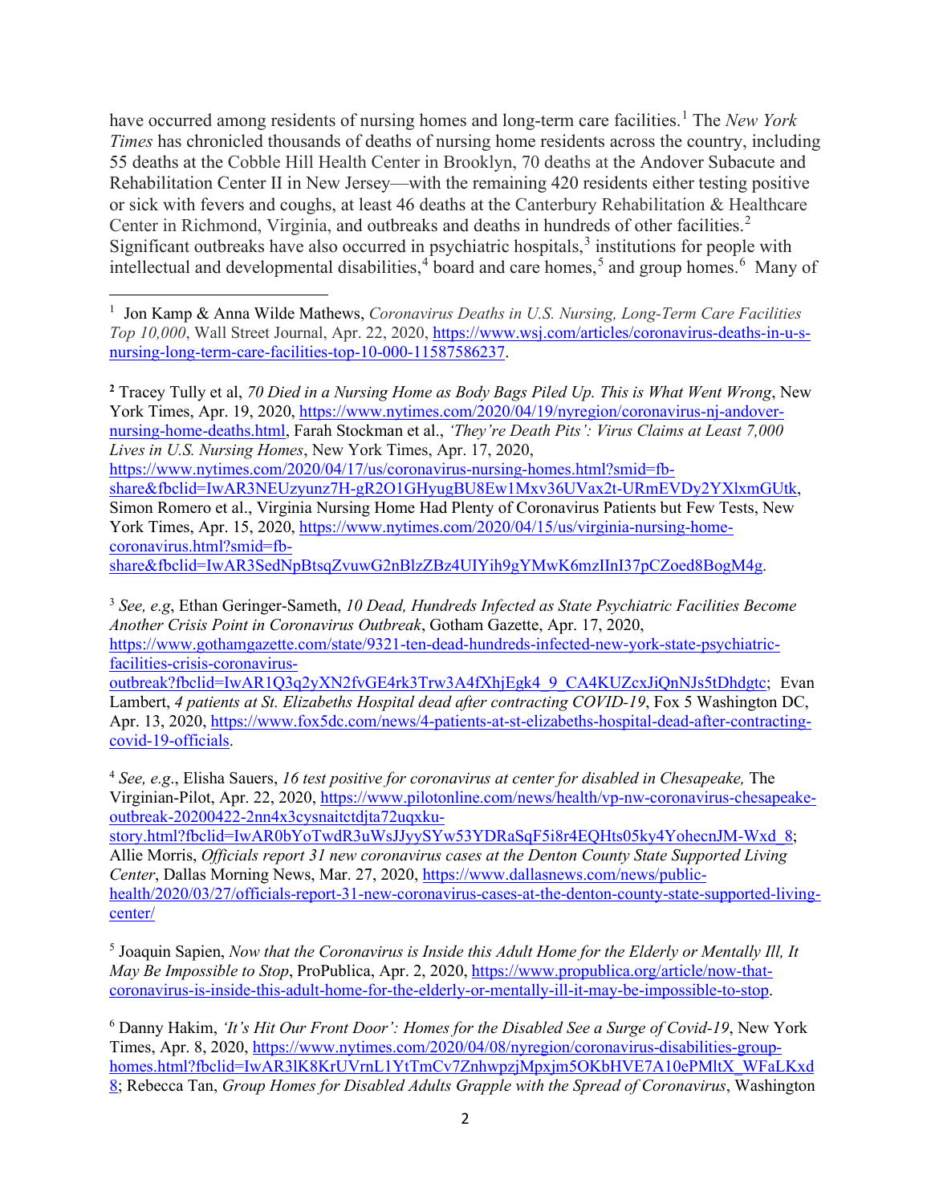have occurred among residents of nursing homes and long-term care facilities.[1] The *New York Times* has chronicled thousands of deaths of nursing home residents across the country, including 55 deaths at the Cobble Hill Health Center in Brooklyn, 70 deaths at the Andover Subacute and Rehabilitation Center II in New Jersey—with the remaining 420 residents either testing positive or sick with fevers and coughs, at least 46 deaths at the Canterbury Rehabilitation & Healthcare Center in Richmond, Virginia, and outbreaks and deaths in hundreds of other facilities.[2] Significant outbreaks have also occurred in psychiatric hospitals,[3] institutions for people with intellectual and developmental disabilities,[4] board and care homes,[5] and group homes.[6] Many of

---

[1] Jon Kamp & Anna Wilde Mathews, *Coronavirus Deaths in U.S. Nursing, Long-Term Care Facilities Top 10,000*, Wall Street Journal, Apr. 22, 2020, https://www.wsj.com/articles/coronavirus-deaths-in-u-s-nursing-long-term-care-facilities-top-10-000-11587586237.

**2** Tracey Tully et al, *70 Died in a Nursing Home as Body Bags Piled Up. This is What Went Wrong*, New York Times, Apr. 19, 2020, https://www.nytimes.com/2020/04/19/nyregion/coronavirus-nj-andover-nursing-home-deaths.html, Farah Stockman et al., *'They're Death Pits': Virus Claims at Least 7,000 Lives in U.S. Nursing Homes*, New York Times, Apr. 17, 2020, https://www.nytimes.com/2020/04/17/us/coronavirus-nursing-homes.html?smid=fb-share&fbclid=IwAR3NEUzyunz7H-gR2O1GHyugBU8Ew1Mxv36UVax2t-URmEVDy2YXlxmGUtk, Simon Romero et al., Virginia Nursing Home Had Plenty of Coronavirus Patients but Few Tests, New York Times, Apr. 15, 2020, https://www.nytimes.com/2020/04/15/us/virginia-nursing-home-coronavirus.html?smid=fb-share&fbclid=IwAR3SedNpBtsqZvuwG2nBlzZBz4UIYih9gYMwK6mzIInI37pCZoed8BogM4g.

[3] *See, e.g*, Ethan Geringer-Sameth, *10 Dead, Hundreds Infected as State Psychiatric Facilities Become Another Crisis Point in Coronavirus Outbreak*, Gotham Gazette, Apr. 17, 2020, https://www.gothamgazette.com/state/9321-ten-dead-hundreds-infected-new-york-state-psychiatric-facilities-crisis-coronavirus-outbreak?fbclid=IwAR1Q3q2yXN2fvGE4rk3Trw3A4fXhjEgk4_9_CA4KUZcxJiQnNJs5tDhdgtc; Evan Lambert, *4 patients at St. Elizabeths Hospital dead after contracting COVID-19*, Fox 5 Washington DC, Apr. 13, 2020, https://www.fox5dc.com/news/4-patients-at-st-elizabeths-hospital-dead-after-contracting-covid-19-officials.

[4] *See, e.g*., Elisha Sauers, *16 test positive for coronavirus at center for disabled in Chesapeake,* The Virginian-Pilot, Apr. 22, 2020, https://www.pilotonline.com/news/health/vp-nw-coronavirus-chesapeake-outbreak-20200422-2nn4x3cysnaitctdjta72uqxku-story.html?fbclid=IwAR0bYoTwdR3uWsJJyySYw53YDRaSqF5i8r4EQHts05ky4YohecnJM-Wxd_8; Allie Morris, *Officials report 31 new coronavirus cases at the Denton County State Supported Living Center*, Dallas Morning News, Mar. 27, 2020, https://www.dallasnews.com/news/public-health/2020/03/27/officials-report-31-new-coronavirus-cases-at-the-denton-county-state-supported-living-center/

[5] Joaquin Sapien, *Now that the Coronavirus is Inside this Adult Home for the Elderly or Mentally Ill, It May Be Impossible to Stop*, ProPublica, Apr. 2, 2020, https://www.propublica.org/article/now-that-coronavirus-is-inside-this-adult-home-for-the-elderly-or-mentally-ill-it-may-be-impossible-to-stop.

[6] Danny Hakim, *'It's Hit Our Front Door': Homes for the Disabled See a Surge of Covid-19*, New York Times, Apr. 8, 2020, https://www.nytimes.com/2020/04/08/nyregion/coronavirus-disabilities-group-homes.html?fbclid=IwAR3lK8KrUVrnL1YtTmCv7ZnhwpzjMpxjm5OKbHVE7A10ePMltX_WFaLKxd8; Rebecca Tan, *Group Homes for Disabled Adults Grapple with the Spread of Coronavirus*, Washington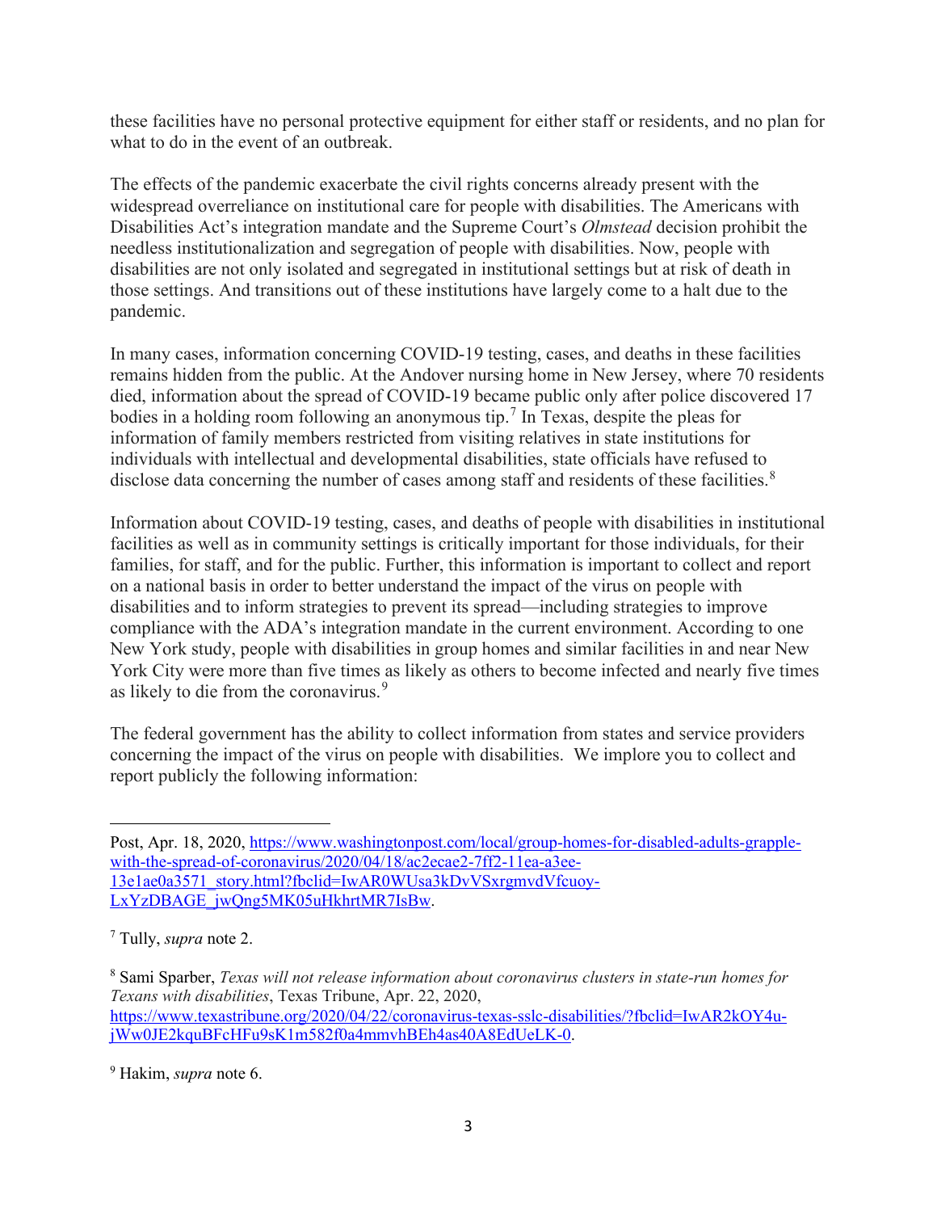these facilities have no personal protective equipment for either staff or residents, and no plan for what to do in the event of an outbreak.

The effects of the pandemic exacerbate the civil rights concerns already present with the widespread overreliance on institutional care for people with disabilities. The Americans with Disabilities Act's integration mandate and the Supreme Court's *Olmstead* decision prohibit the needless institutionalization and segregation of people with disabilities. Now, people with disabilities are not only isolated and segregated in institutional settings but at risk of death in those settings. And transitions out of these institutions have largely come to a halt due to the pandemic.

In many cases, information concerning COVID-19 testing, cases, and deaths in these facilities remains hidden from the public. At the Andover nursing home in New Jersey, where 70 residents died, information about the spread of COVID-19 became public only after police discovered 17 bodies in a holding room following an anonymous tip.[7] In Texas, despite the pleas for information of family members restricted from visiting relatives in state institutions for individuals with intellectual and developmental disabilities, state officials have refused to disclose data concerning the number of cases among staff and residents of these facilities.[8]

Information about COVID-19 testing, cases, and deaths of people with disabilities in institutional facilities as well as in community settings is critically important for those individuals, for their families, for staff, and for the public. Further, this information is important to collect and report on a national basis in order to better understand the impact of the virus on people with disabilities and to inform strategies to prevent its spread—including strategies to improve compliance with the ADA's integration mandate in the current environment. According to one New York study, people with disabilities in group homes and similar facilities in and near New York City were more than five times as likely as others to become infected and nearly five times as likely to die from the coronavirus.[9]

The federal government has the ability to collect information from states and service providers concerning the impact of the virus on people with disabilities. We implore you to collect and report publicly the following information:

---

Post, Apr. 18, 2020, https://www.washingtonpost.com/local/group-homes-for-disabled-adults-grapple-with-the-spread-of-coronavirus/2020/04/18/ac2ecae2-7ff2-11ea-a3ee-13e1ae0a3571_story.html?fbclid=IwAR0WUsa3kDvVSxrgmvdVfcuoy-LxYzDBAGE_jwQng5MK05uHkhrtMR7IsBw.

[7] Tully, *supra* note 2.

[8] Sami Sparber, *Texas will not release information about coronavirus clusters in state-run homes for Texans with disabilities*, Texas Tribune, Apr. 22, 2020, https://www.texastribune.org/2020/04/22/coronavirus-texas-sslc-disabilities/?fbclid=IwAR2kOY4u-jWw0JE2kquBFcHFu9sK1m582f0a4mmvhBEh4as40A8EdUeLK-0.

[9] Hakim, *supra* note 6.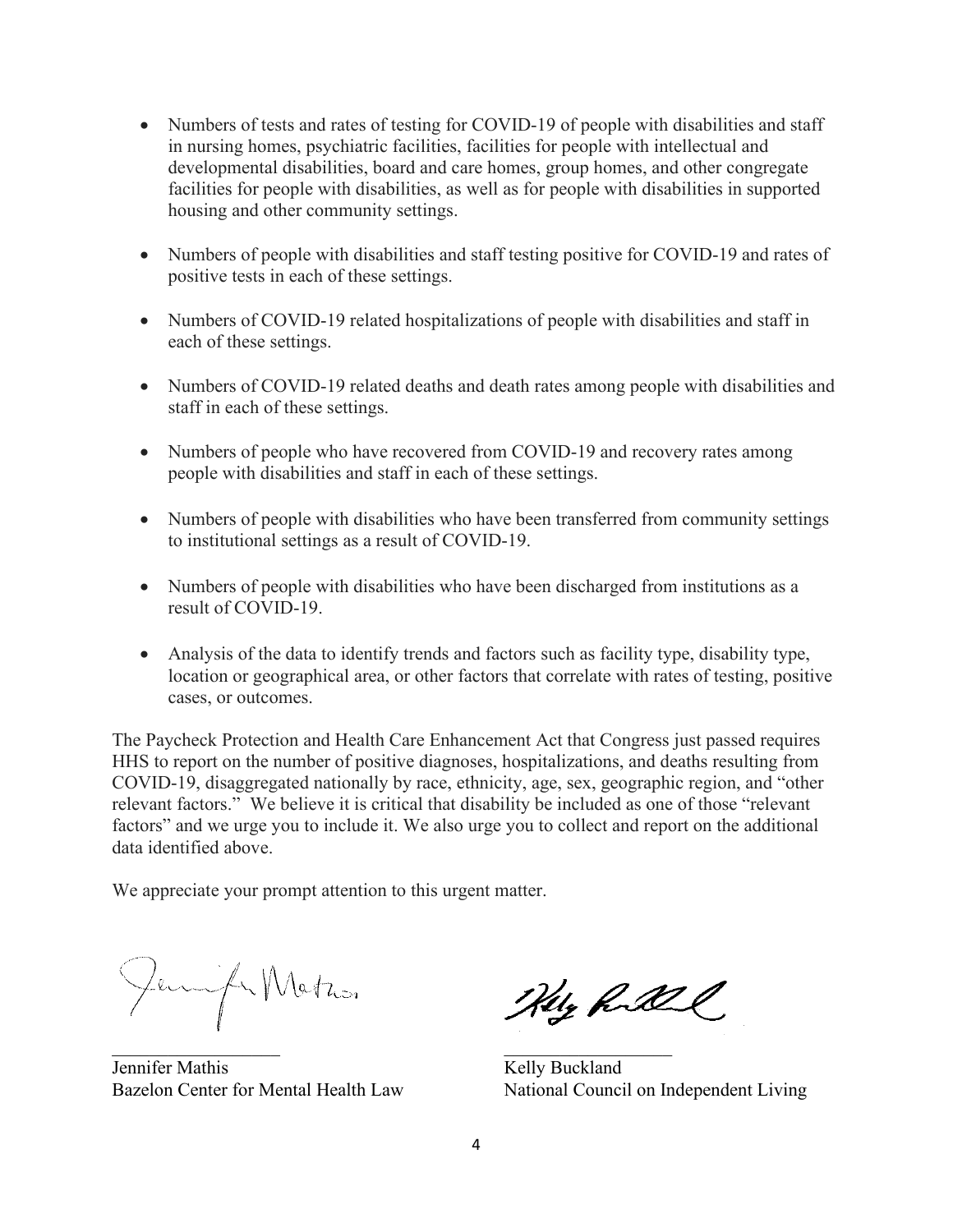- Numbers of tests and rates of testing for COVID-19 of people with disabilities and staff in nursing homes, psychiatric facilities, facilities for people with intellectual and developmental disabilities, board and care homes, group homes, and other congregate facilities for people with disabilities, as well as for people with disabilities in supported housing and other community settings.

- Numbers of people with disabilities and staff testing positive for COVID-19 and rates of positive tests in each of these settings.

- Numbers of COVID-19 related hospitalizations of people with disabilities and staff in each of these settings.

- Numbers of COVID-19 related deaths and death rates among people with disabilities and staff in each of these settings.

- Numbers of people who have recovered from COVID-19 and recovery rates among people with disabilities and staff in each of these settings.

- Numbers of people with disabilities who have been transferred from community settings to institutional settings as a result of COVID-19.

- Numbers of people with disabilities who have been discharged from institutions as a result of COVID-19.

- Analysis of the data to identify trends and factors such as facility type, disability type, location or geographical area, or other factors that correlate with rates of testing, positive cases, or outcomes.

The Paycheck Protection and Health Care Enhancement Act that Congress just passed requires HHS to report on the number of positive diagnoses, hospitalizations, and deaths resulting from COVID-19, disaggregated nationally by race, ethnicity, age, sex, geographic region, and "other relevant factors." We believe it is critical that disability be included as one of those "relevant factors" and we urge you to include it. We also urge you to collect and report on the additional data identified above.

We appreciate your prompt attention to this urgent matter.

Jennifer Mathis
Bazelon Center for Mental Health Law

Kelly Buckland
National Council on Independent Living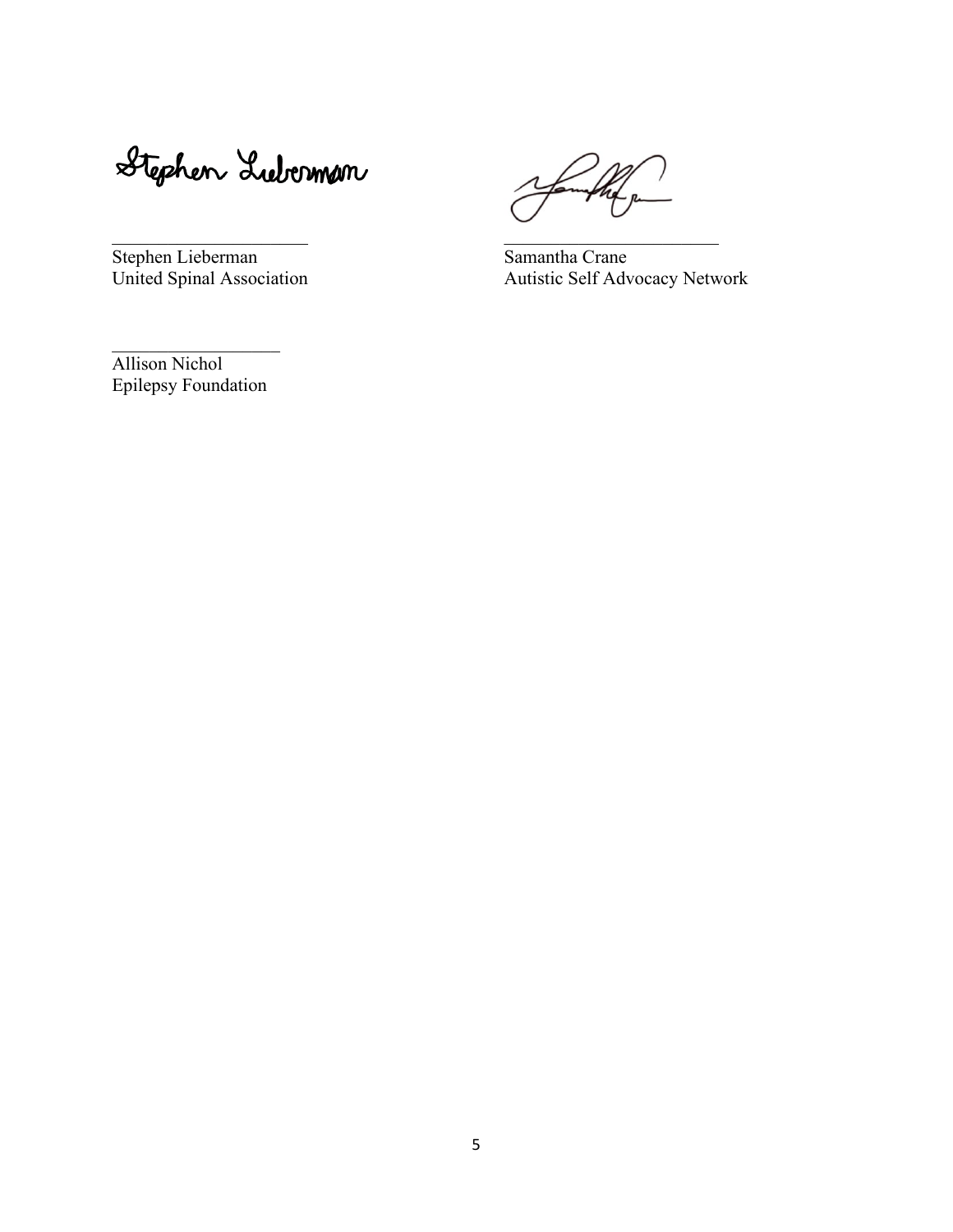Stephen Lieberman

\_\_\_\_\_\_\_\_\_\_\_\_\_\_\_\_\_\_\_\_\_\_
Stephen Lieberman
United Spinal Association

\_\_\_\_\_\_\_\_\_\_\_\_\_\_\_\_\_\_\_\_\_\_
Samantha Crane
Autistic Self Advocacy Network

\_\_\_\_\_\_\_\_\_\_\_\_\_\_\_\_\_\_\_\_\_\_
Allison Nichol
Epilepsy Foundation